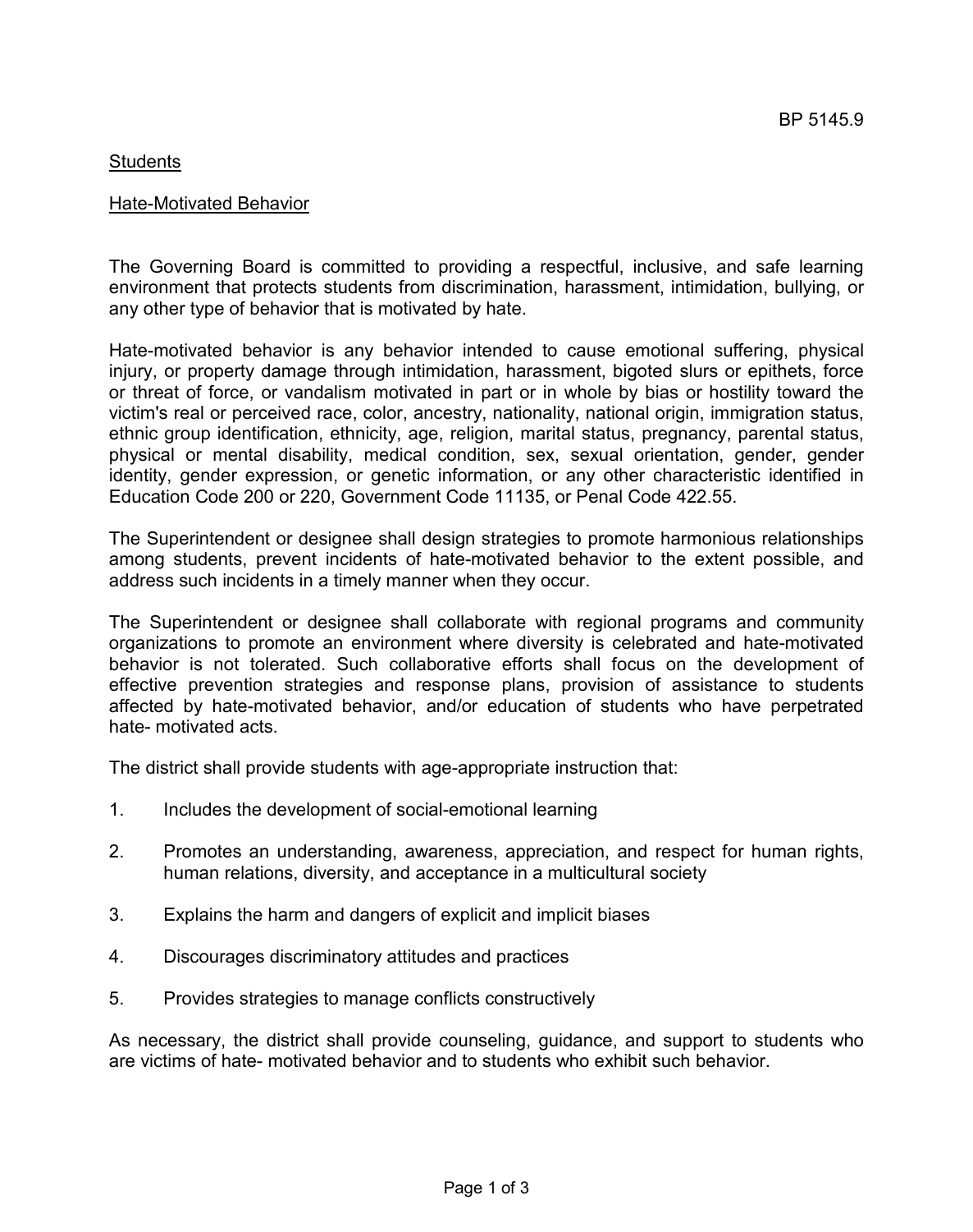BP 5145.9

Students

## Hate-Motivated Behavior

The Governing Board is committed to providing a respectful, inclusive, and safe learning environment that protects students from discrimination, harassment, intimidation, bullying, or any other type of behavior that is motivated by hate.

Hate-motivated behavior is any behavior intended to cause emotional suffering, physical injury, or property damage through intimidation, harassment, bigoted slurs or epithets, force or threat of force, or vandalism motivated in part or in whole by bias or hostility toward the victim's real or perceived race, color, ancestry, nationality, national origin, immigration status, ethnic group identification, ethnicity, age, religion, marital status, pregnancy, parental status, physical or mental disability, medical condition, sex, sexual orientation, gender, gender identity, gender expression, or genetic information, or any other characteristic identified in Education Code 200 or 220, Government Code 11135, or Penal Code 422.55.

The Superintendent or designee shall design strategies to promote harmonious relationships among students, prevent incidents of hate-motivated behavior to the extent possible, and address such incidents in a timely manner when they occur.

The Superintendent or designee shall collaborate with regional programs and community organizations to promote an environment where diversity is celebrated and hate-motivated behavior is not tolerated. Such collaborative efforts shall focus on the development of effective prevention strategies and response plans, provision of assistance to students affected by hate-motivated behavior, and/or education of students who have perpetrated hate- motivated acts.

The district shall provide students with age-appropriate instruction that:

1. Includes the development of social-emotional learning
2. Promotes an understanding, awareness, appreciation, and respect for human rights, human relations, diversity, and acceptance in a multicultural society
3. Explains the harm and dangers of explicit and implicit biases
4. Discourages discriminatory attitudes and practices
5. Provides strategies to manage conflicts constructively

As necessary, the district shall provide counseling, guidance, and support to students who are victims of hate- motivated behavior and to students who exhibit such behavior.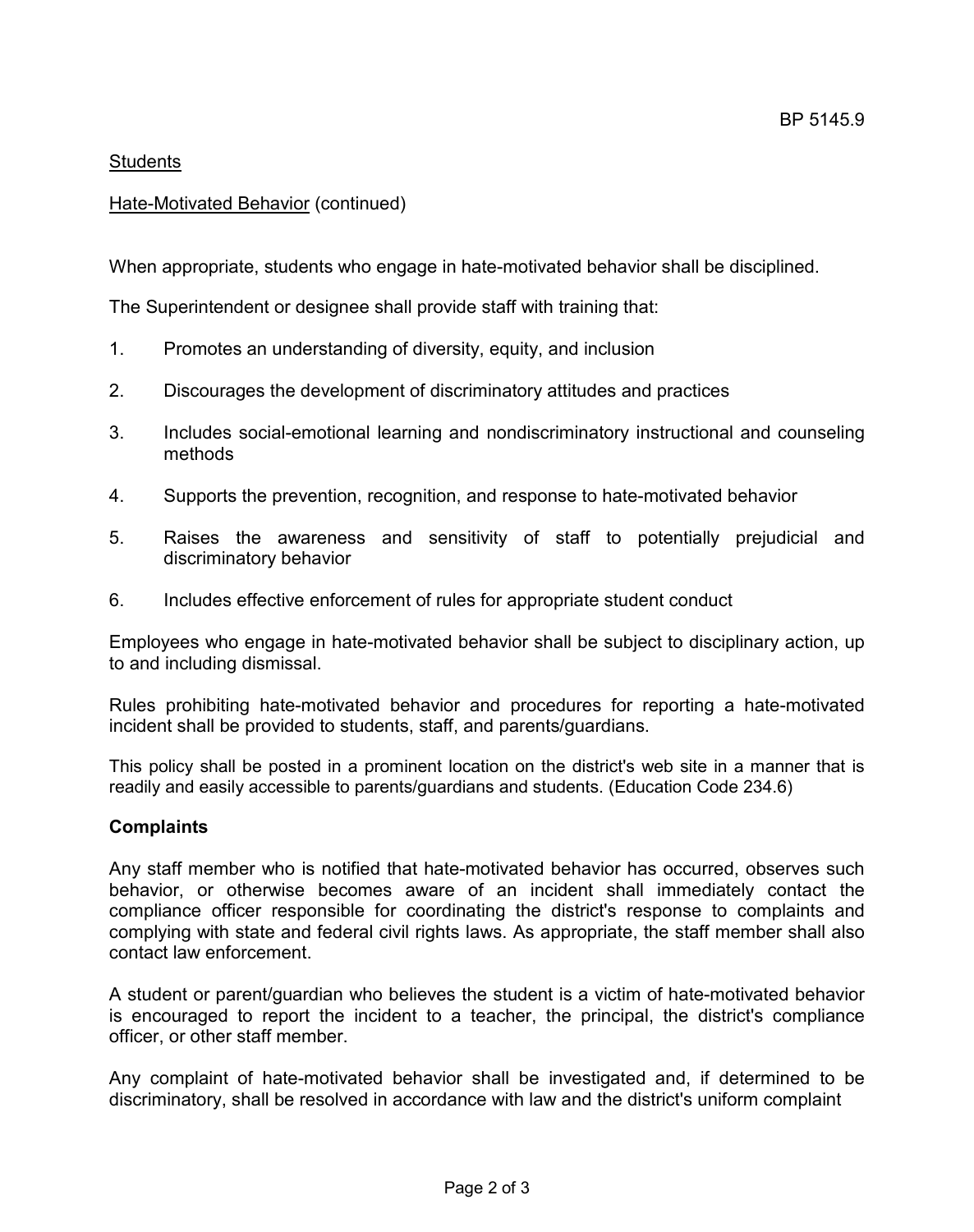Students

Hate-Motivated Behavior (continued)

When appropriate, students who engage in hate-motivated behavior shall be disciplined.

The Superintendent or designee shall provide staff with training that:

1. Promotes an understanding of diversity, equity, and inclusion
2. Discourages the development of discriminatory attitudes and practices
3. Includes social-emotional learning and nondiscriminatory instructional and counseling methods
4. Supports the prevention, recognition, and response to hate-motivated behavior
5. Raises the awareness and sensitivity of staff to potentially prejudicial and discriminatory behavior
6. Includes effective enforcement of rules for appropriate student conduct

Employees who engage in hate-motivated behavior shall be subject to disciplinary action, up to and including dismissal.

Rules prohibiting hate-motivated behavior and procedures for reporting a hate-motivated incident shall be provided to students, staff, and parents/guardians.

This policy shall be posted in a prominent location on the district's web site in a manner that is readily and easily accessible to parents/guardians and students. (Education Code 234.6)

**Complaints**

Any staff member who is notified that hate-motivated behavior has occurred, observes such behavior, or otherwise becomes aware of an incident shall immediately contact the compliance officer responsible for coordinating the district's response to complaints and complying with state and federal civil rights laws. As appropriate, the staff member shall also contact law enforcement.

A student or parent/guardian who believes the student is a victim of hate-motivated behavior is encouraged to report the incident to a teacher, the principal, the district's compliance officer, or other staff member.

Any complaint of hate-motivated behavior shall be investigated and, if determined to be discriminatory, shall be resolved in accordance with law and the district's uniform complaint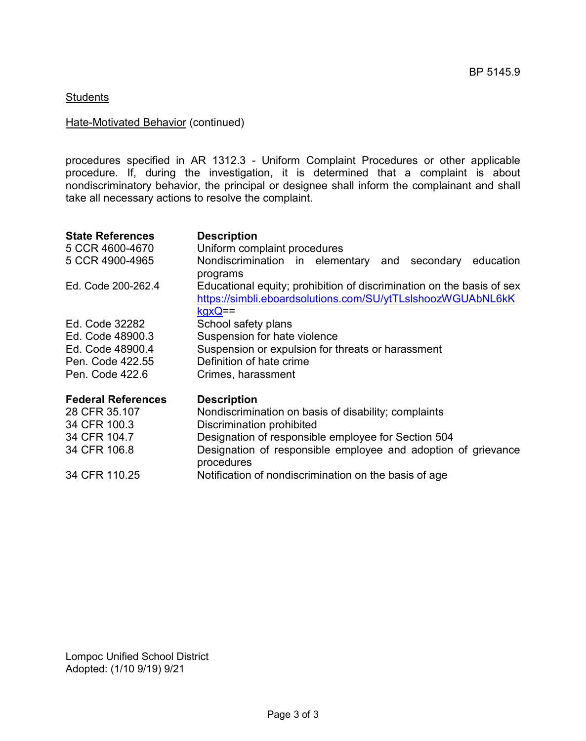Students

Hate-Motivated Behavior (continued)

procedures specified in AR 1312.3 - Uniform Complaint Procedures or other applicable procedure. If, during the investigation, it is determined that a complaint is about nondiscriminatory behavior, the principal or designee shall inform the complainant and shall take all necessary actions to resolve the complaint.

| State References | Description |
|---|---|
| 5 CCR 4600-4670 | Uniform complaint procedures |
| 5 CCR 4900-4965 | Nondiscrimination in elementary and secondary education programs |
| Ed. Code 200-262.4 | Educational equity; prohibition of discrimination on the basis of sex https://simbli.eboardsolutions.com/SU/ytTLslshoozWGUAbNL6kKkgxQ== |
| Ed. Code 32282 | School safety plans |
| Ed. Code 48900.3 | Suspension for hate violence |
| Ed. Code 48900.4 | Suspension or expulsion for threats or harassment |
| Pen. Code 422.55 | Definition of hate crime |
| Pen. Code 422.6 | Crimes, harassment |

| Federal References | Description |
|---|---|
| 28 CFR 35.107 | Nondiscrimination on basis of disability; complaints |
| 34 CFR 100.3 | Discrimination prohibited |
| 34 CFR 104.7 | Designation of responsible employee for Section 504 |
| 34 CFR 106.8 | Designation of responsible employee and adoption of grievance procedures |
| 34 CFR 110.25 | Notification of nondiscrimination on the basis of age |

Lompoc Unified School District
Adopted: (1/10 9/19) 9/21